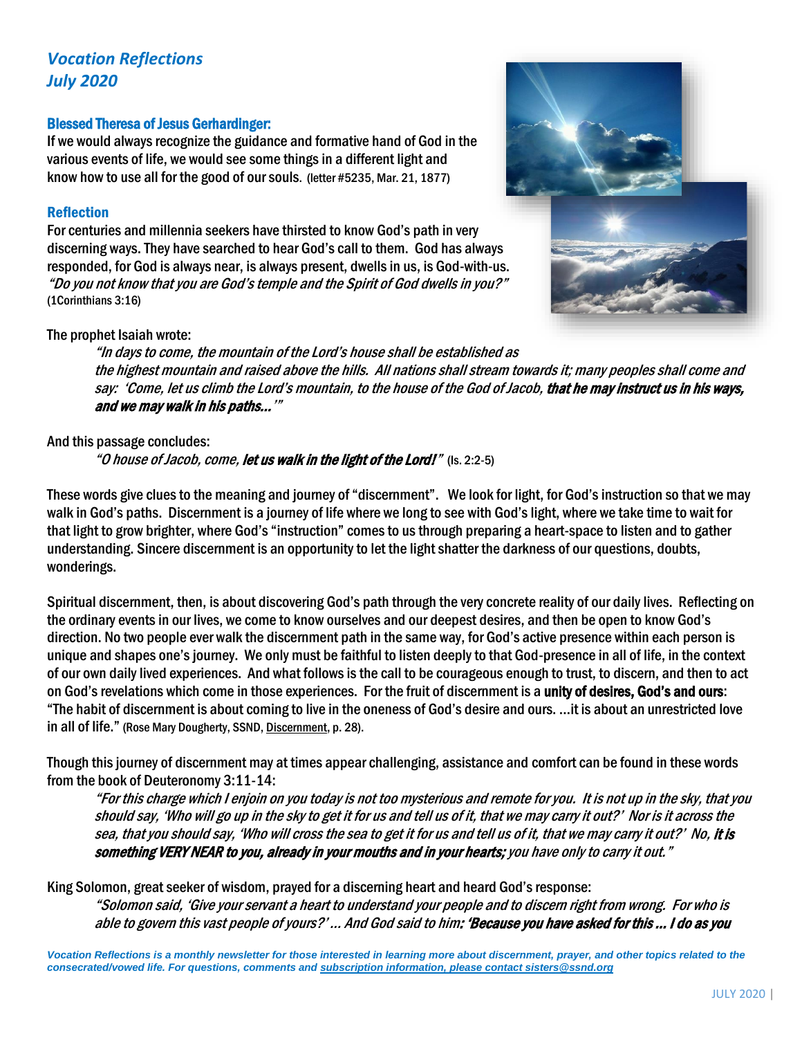# *Vocation Reflections*
## *July 2020*

### Blessed Theresa of Jesus Gerhardinger:

If we would always recognize the guidance and formative hand of God in the various events of life, we would see some things in a different light and know how to use all for the good of our souls. (letter #5235, Mar. 21, 1877)

### Reflection

For centuries and millennia seekers have thirsted to know God's path in very discerning ways. They have searched to hear God's call to them. God has always responded, for God is always near, is always present, dwells in us, is God-with-us. *"Do you not know that you are God's temple and the Spirit of God dwells in you?"* (1Corinthians 3:16)

The prophet Isaiah wrote:

> *"In days to come, the mountain of the Lord's house shall be established as the highest mountain and raised above the hills. All nations shall stream towards it; many peoples shall come and say: 'Come, let us climb the Lord's mountain, to the house of the God of Jacob,* ***that he may instruct us in his ways, and we may walk in his paths…****'"*

And this passage concludes:

> *"O house of Jacob, come,* ***let us walk in the light of the Lord!****"* (Is. 2:2-5)

These words give clues to the meaning and journey of "discernment". We look for light, for God's instruction so that we may walk in God's paths. Discernment is a journey of life where we long to see with God's light, where we take time to wait for that light to grow brighter, where God's "instruction" comes to us through preparing a heart-space to listen and to gather understanding. Sincere discernment is an opportunity to let the light shatter the darkness of our questions, doubts, wonderings.

Spiritual discernment, then, is about discovering God's path through the very concrete reality of our daily lives. Reflecting on the ordinary events in our lives, we come to know ourselves and our deepest desires, and then be open to know God's direction. No two people ever walk the discernment path in the same way, for God's active presence within each person is unique and shapes one's journey. We only must be faithful to listen deeply to that God-presence in all of life, in the context of our own daily lived experiences. And what follows is the call to be courageous enough to trust, to discern, and then to act on God's revelations which come in those experiences. For the fruit of discernment is a **unity of desires, God's and ours**: "The habit of discernment is about coming to live in the oneness of God's desire and ours. …it is about an unrestricted love in all of life." (Rose Mary Dougherty, SSND, Discernment, p. 28).

Though this journey of discernment may at times appear challenging, assistance and comfort can be found in these words from the book of Deuteronomy 3:11-14:

> *"For this charge which I enjoin on you today is not too mysterious and remote for you. It is not up in the sky, that you should say, 'Who will go up in the sky to get it for us and tell us of it, that we may carry it out?' Nor is it across the sea, that you should say, 'Who will cross the sea to get it for us and tell us of it, that we may carry it out?' No,* ***it is something VERY NEAR to you, already in your mouths and in your hearts;*** *you have only to carry it out."*

King Solomon, great seeker of wisdom, prayed for a discerning heart and heard God's response:

> *"Solomon said, 'Give your servant a heart to understand your people and to discern right from wrong. For who is able to govern this vast people of yours?' … And God said to him****: 'Because you have asked for this … I do as you***

***Vocation Reflections is a monthly newsletter for those interested in learning more about discernment, prayer, and other topics related to the consecrated/vowed life. For questions, comments and subscription information, please contact sisters@ssnd.org***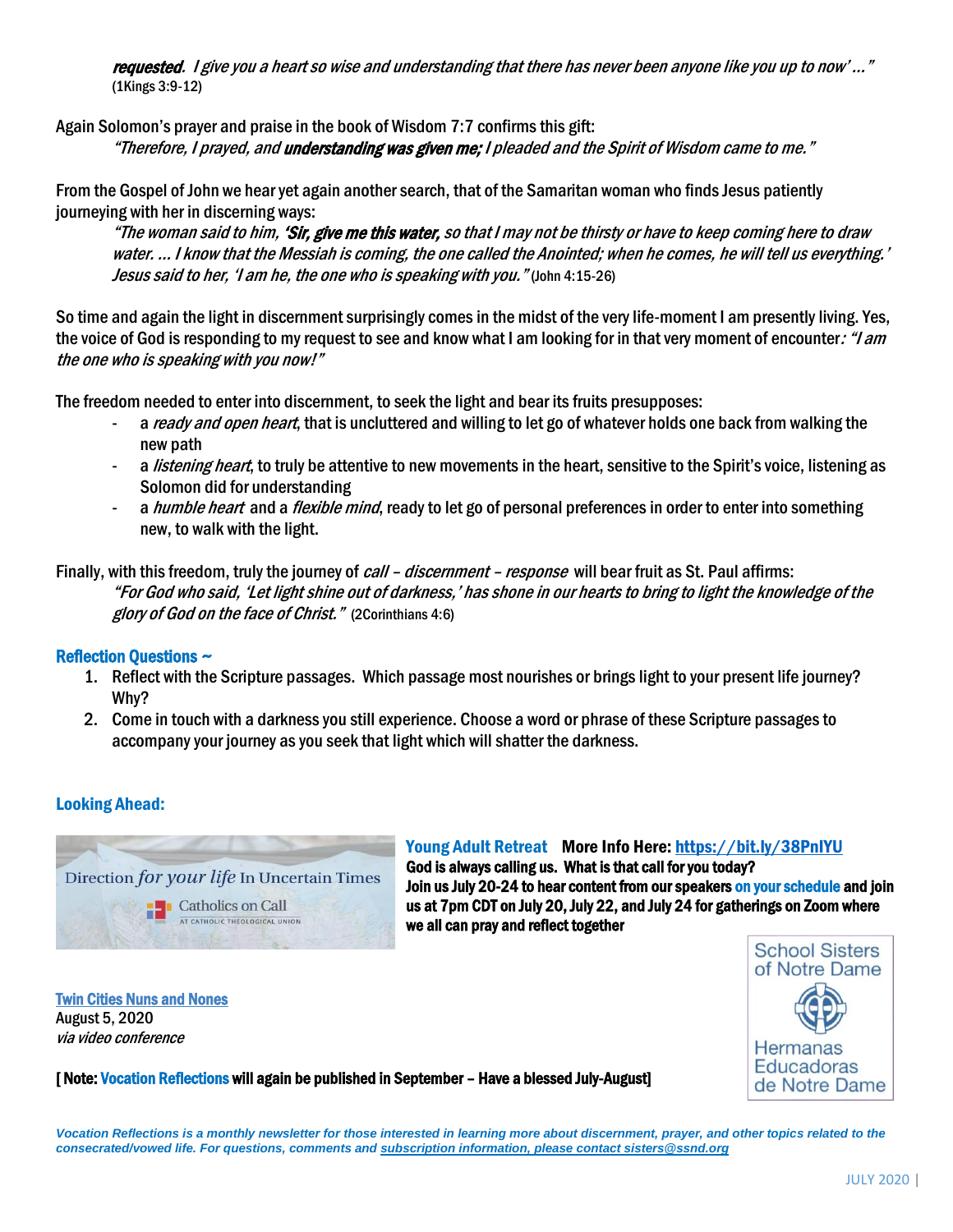***requested***. *I give you a heart so wise and understanding that there has never been anyone like you up to now' …"* (1Kings 3:9-12)

Again Solomon's prayer and praise in the book of Wisdom 7:7 confirms this gift:

*"Therefore, I prayed, and **understanding was given me;** I pleaded and the Spirit of Wisdom came to me."*

From the Gospel of John we hear yet again another search, that of the Samaritan woman who finds Jesus patiently journeying with her in discerning ways:

*"The woman said to him, '**Sir, give me this water,** so that I may not be thirsty or have to keep coming here to draw water. … I know that the Messiah is coming, the one called the Anointed; when he comes, he will tell us everything.' Jesus said to her, 'I am he, the one who is speaking with you."* (John 4:15-26)

So time and again the light in discernment surprisingly comes in the midst of the very life-moment I am presently living. Yes, the voice of God is responding to my request to see and know what I am looking for in that very moment of encounter*: "I am the one who is speaking with you now!"*

The freedom needed to enter into discernment, to seek the light and bear its fruits presupposes:

- a *ready and open heart*, that is uncluttered and willing to let go of whatever holds one back from walking the new path
- a *listening heart*, to truly be attentive to new movements in the heart, sensitive to the Spirit's voice, listening as Solomon did for understanding
- a *humble heart* and a *flexible mind*, ready to let go of personal preferences in order to enter into something new, to walk with the light.

Finally, with this freedom, truly the journey of *call – discernment – response* will bear fruit as St. Paul affirms:

*"For God who said, 'Let light shine out of darkness,' has shone in our hearts to bring to light the knowledge of the glory of God on the face of Christ."* (2Corinthians 4:6)

## Reflection Questions ~

1. Reflect with the Scripture passages. Which passage most nourishes or brings light to your present life journey? Why?
2. Come in touch with a darkness you still experience. Choose a word or phrase of these Scripture passages to accompany your journey as you seek that light which will shatter the darkness.

## Looking Ahead:

Direction *for your life* In Uncertain Times

Catholics on Call AT CATHOLIC THEOLOGICAL UNION

**Young Adult Retreat** **More Info Here: https://bit.ly/38PnIYU**

**God is always calling us. What is that call for you today?**

**Join us July 20-24 to hear content from our speakers on your schedule and join us at 7pm CDT on July 20, July 22, and July 24 for gatherings on Zoom where we all can pray and reflect together**

**Twin Cities Nuns and Nones**
August 5, 2020
*via video conference*

School Sisters of Notre Dame
Hermanas Educadoras de Notre Dame

**[ Note: Vocation Reflections will again be published in September – Have a blessed July-August]**

***Vocation Reflections is a monthly newsletter for those interested in learning more about discernment, prayer, and other topics related to the consecrated/vowed life. For questions, comments and subscription information, please contact sisters@ssnd.org***